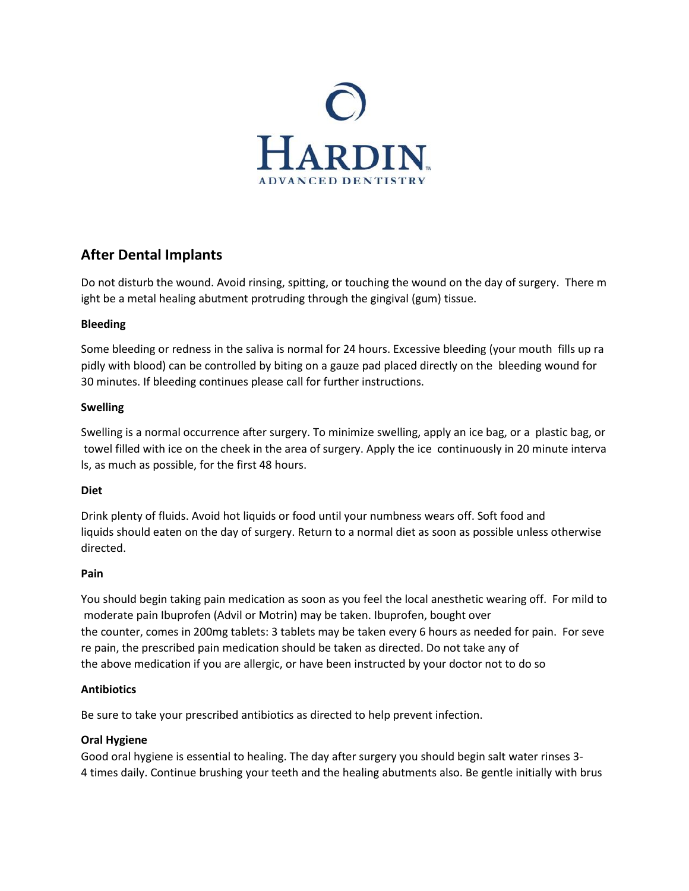HARDIN

ADVANCED DENTISTRY

## After Dental Implants

Do not disturb the wound. Avoid rinsing, spitting, or touching the wound on the day of surgery. There might be a metal healing abutment protruding through the gingival (gum) tissue.

**Bleeding**

Some bleeding or redness in the saliva is normal for 24 hours. Excessive bleeding (your mouth fills up rapidly with blood) can be controlled by biting on a gauze pad placed directly on the bleeding wound for 30 minutes. If bleeding continues please call for further instructions.

**Swelling**

Swelling is a normal occurrence after surgery. To minimize swelling, apply an ice bag, or a plastic bag, or towel filled with ice on the cheek in the area of surgery. Apply the ice continuously in 20 minute intervals, as much as possible, for the first 48 hours.

**Diet**

Drink plenty of fluids. Avoid hot liquids or food until your numbness wears off. Soft food and liquids should eaten on the day of surgery. Return to a normal diet as soon as possible unless otherwise directed.

**Pain**

You should begin taking pain medication as soon as you feel the local anesthetic wearing off. For mild to moderate pain Ibuprofen (Advil or Motrin) may be taken. Ibuprofen, bought over the counter, comes in 200mg tablets: 3 tablets may be taken every 6 hours as needed for pain. For severe pain, the prescribed pain medication should be taken as directed. Do not take any of the above medication if you are allergic, or have been instructed by your doctor not to do so

**Antibiotics**

Be sure to take your prescribed antibiotics as directed to help prevent infection.

**Oral Hygiene**

Good oral hygiene is essential to healing. The day after surgery you should begin salt water rinses 3-4 times daily. Continue brushing your teeth and the healing abutments also. Be gentle initially with brus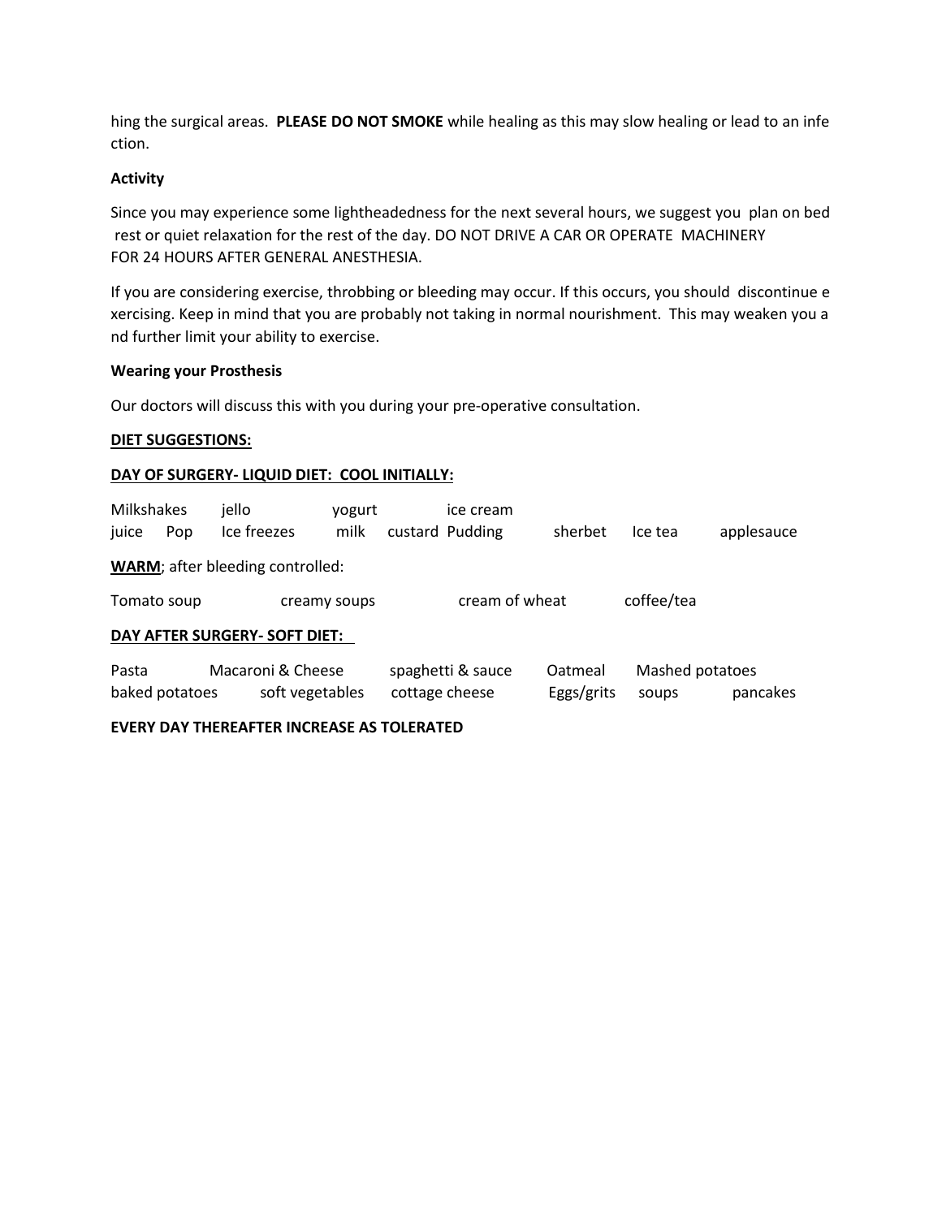hing the surgical areas. **PLEASE DO NOT SMOKE** while healing as this may slow healing or lead to an infection.

**Activity**

Since you may experience some lightheadedness for the next several hours, we suggest you plan on bed rest or quiet relaxation for the rest of the day. DO NOT DRIVE A CAR OR OPERATE MACHINERY FOR 24 HOURS AFTER GENERAL ANESTHESIA.

If you are considering exercise, throbbing or bleeding may occur. If this occurs, you should discontinue exercising. Keep in mind that you are probably not taking in normal nourishment. This may weaken you and further limit your ability to exercise.

**Wearing your Prosthesis**

Our doctors will discuss this with you during your pre-operative consultation.

**DIET SUGGESTIONS:**

**DAY OF SURGERY- LIQUID DIET: COOL INITIALLY:**

Milkshakes jello yogurt ice cream
juice Pop Ice freezes milk custard Pudding sherbet Ice tea applesauce

**WARM**; after bleeding controlled:

Tomato soup creamy soups cream of wheat coffee/tea

**DAY AFTER SURGERY- SOFT DIET:**

Pasta Macaroni & Cheese spaghetti & sauce Oatmeal Mashed potatoes
baked potatoes soft vegetables cottage cheese Eggs/grits soups pancakes

**EVERY DAY THEREAFTER INCREASE AS TOLERATED**